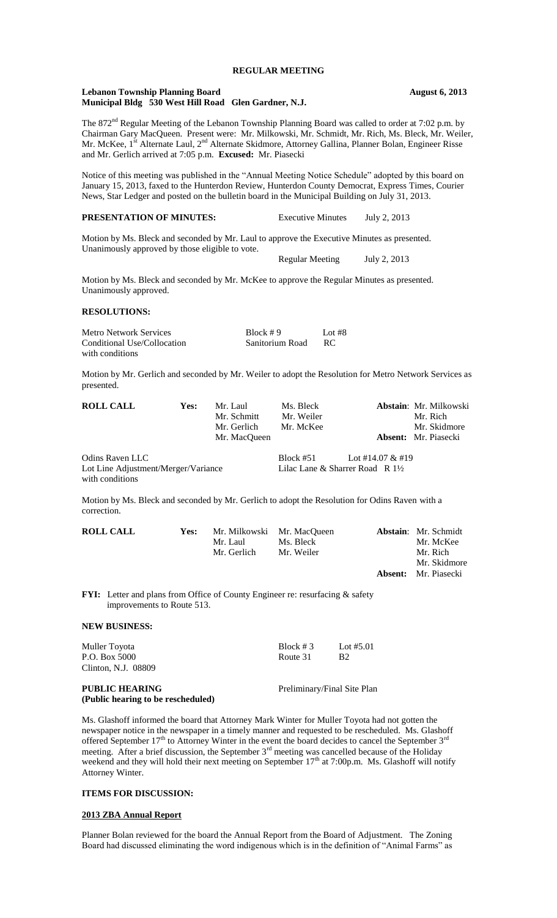# REGULAR MEETING

**Lebanon Township Planning Board** **August 6, 2013**
**Municipal Bldg 530 West Hill Road Glen Gardner, N.J.**

The 872nd Regular Meeting of the Lebanon Township Planning Board was called to order at 7:02 p.m. by Chairman Gary MacQueen. Present were: Mr. Milkowski, Mr. Schmidt, Mr. Rich, Ms. Bleck, Mr. Weiler, Mr. McKee, 1st Alternate Laul, 2nd Alternate Skidmore, Attorney Gallina, Planner Bolan, Engineer Risse and Mr. Gerlich arrived at 7:05 p.m. **Excused:** Mr. Piasecki

Notice of this meeting was published in the "Annual Meeting Notice Schedule" adopted by this board on January 15, 2013, faxed to the Hunterdon Review, Hunterdon County Democrat, Express Times, Courier News, Star Ledger and posted on the bulletin board in the Municipal Building on July 31, 2013.

**PRESENTATION OF MINUTES:** Executive Minutes July 2, 2013

Motion by Ms. Bleck and seconded by Mr. Laul to approve the Executive Minutes as presented. Unanimously approved by those eligible to vote.

Regular Meeting July 2, 2013

Motion by Ms. Bleck and seconded by Mr. McKee to approve the Regular Minutes as presented. Unanimously approved.

**RESOLUTIONS:**

| Metro Network Services | Block # 9 | Lot #8 |
|---|---|---|
| Conditional Use/Collocation | Sanitorium Road | RC |
| with conditions | | |

Motion by Mr. Gerlich and seconded by Mr. Weiler to adopt the Resolution for Metro Network Services as presented.

| **ROLL CALL** | **Yes:** | Mr. Laul | Ms. Bleck | **Abstain**: Mr. Milkowski |
|---|---|---|---|---|
| | | Mr. Schmitt | Mr. Weiler | Mr. Rich |
| | | Mr. Gerlich | Mr. McKee | Mr. Skidmore |
| | | Mr. MacQueen | | **Absent:** Mr. Piasecki |

| Odins Raven LLC | Block #51 | Lot #14.07 & #19 |
|---|---|---|
| Lot Line Adjustment/Merger/Variance | Lilac Lane & Sharrer Road | R 1½ |
| with conditions | | |

Motion by Ms. Bleck and seconded by Mr. Gerlich to adopt the Resolution for Odins Raven with a correction.

| **ROLL CALL** | **Yes:** | Mr. Milkowski | Mr. MacQueen | **Abstain**: Mr. Schmidt |
|---|---|---|---|---|
| | | Mr. Laul | Ms. Bleck | Mr. McKee |
| | | Mr. Gerlich | Mr. Weiler | Mr. Rich |
| | | | | Mr. Skidmore |
| | | | | **Absent:** Mr. Piasecki |

**FYI:** Letter and plans from Office of County Engineer re: resurfacing & safety improvements to Route 513.

**NEW BUSINESS:**

| Muller Toyota | Block # 3 | Lot #5.01 |
|---|---|---|
| P.O. Box 5000 | Route 31 | B2 |
| Clinton, N.J. 08809 | | |

**PUBLIC HEARING** Preliminary/Final Site Plan
**(Public hearing to be rescheduled)**

Ms. Glashoff informed the board that Attorney Mark Winter for Muller Toyota had not gotten the newspaper notice in the newspaper in a timely manner and requested to be rescheduled. Ms. Glashoff offered September 17th to Attorney Winter in the event the board decides to cancel the September 3rd meeting. After a brief discussion, the September 3rd meeting was cancelled because of the Holiday weekend and they will hold their next meeting on September 17th at 7:00p.m. Ms. Glashoff will notify Attorney Winter.

**ITEMS FOR DISCUSSION:**

**2013 ZBA Annual Report**

Planner Bolan reviewed for the board the Annual Report from the Board of Adjustment. The Zoning Board had discussed eliminating the word indigenous which is in the definition of "Animal Farms" as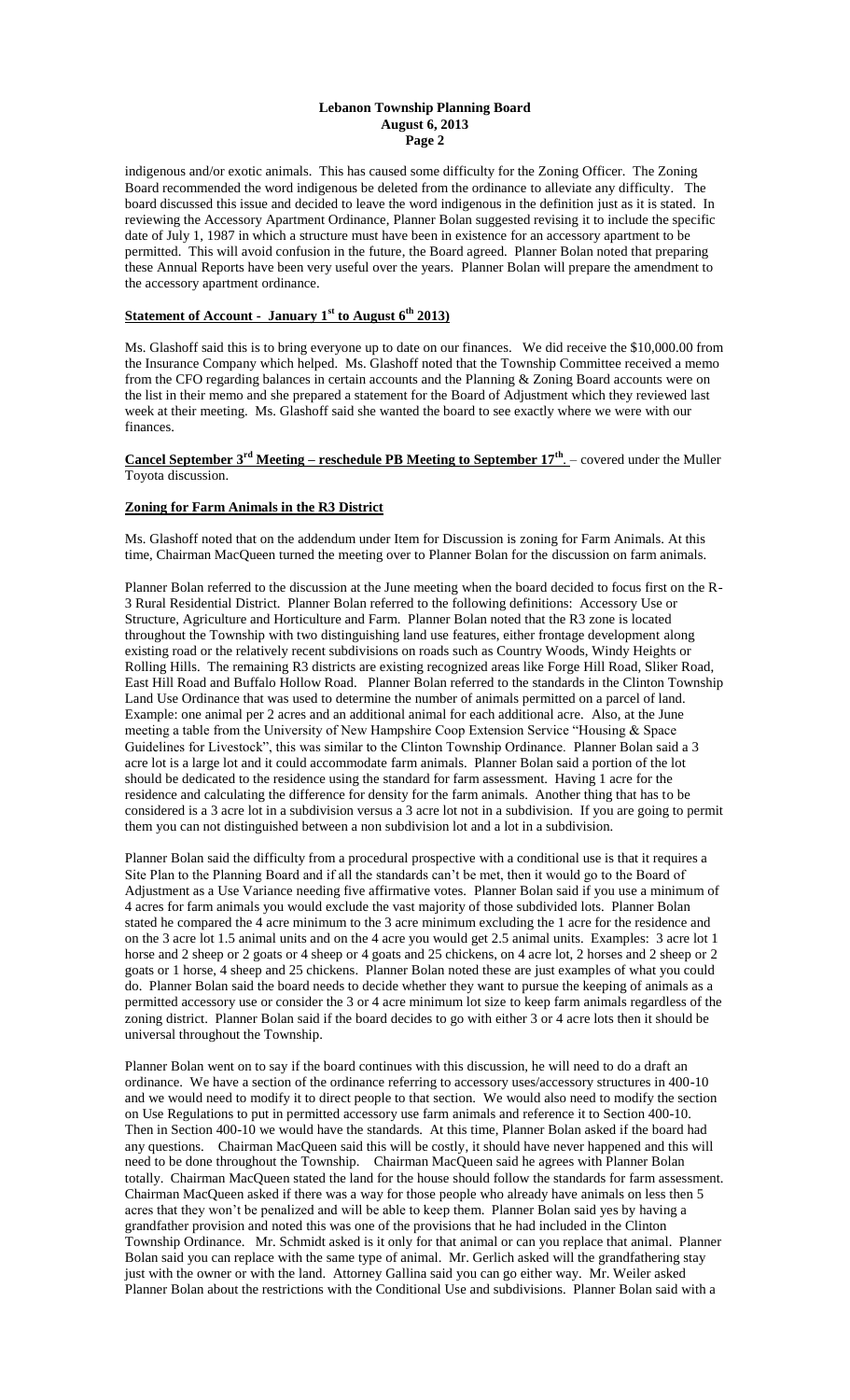indigenous and/or exotic animals. This has caused some difficulty for the Zoning Officer. The Zoning Board recommended the word indigenous be deleted from the ordinance to alleviate any difficulty. The board discussed this issue and decided to leave the word indigenous in the definition just as it is stated. In reviewing the Accessory Apartment Ordinance, Planner Bolan suggested revising it to include the specific date of July 1, 1987 in which a structure must have been in existence for an accessory apartment to be permitted. This will avoid confusion in the future, the Board agreed. Planner Bolan noted that preparing these Annual Reports have been very useful over the years. Planner Bolan will prepare the amendment to the accessory apartment ordinance.

**Statement of Account - January 1st to August 6th 2013)**

Ms. Glashoff said this is to bring everyone up to date on our finances. We did receive the $10,000.00 from the Insurance Company which helped. Ms. Glashoff noted that the Township Committee received a memo from the CFO regarding balances in certain accounts and the Planning & Zoning Board accounts were on the list in their memo and she prepared a statement for the Board of Adjustment which they reviewed last week at their meeting. Ms. Glashoff said she wanted the board to see exactly where we were with our finances.

**Cancel September 3rd Meeting – reschedule PB Meeting to September 17th.** – covered under the Muller Toyota discussion.

**Zoning for Farm Animals in the R3 District**

Ms. Glashoff noted that on the addendum under Item for Discussion is zoning for Farm Animals. At this time, Chairman MacQueen turned the meeting over to Planner Bolan for the discussion on farm animals.

Planner Bolan referred to the discussion at the June meeting when the board decided to focus first on the R-3 Rural Residential District. Planner Bolan referred to the following definitions: Accessory Use or Structure, Agriculture and Horticulture and Farm. Planner Bolan noted that the R3 zone is located throughout the Township with two distinguishing land use features, either frontage development along existing road or the relatively recent subdivisions on roads such as Country Woods, Windy Heights or Rolling Hills. The remaining R3 districts are existing recognized areas like Forge Hill Road, Sliker Road, East Hill Road and Buffalo Hollow Road. Planner Bolan referred to the standards in the Clinton Township Land Use Ordinance that was used to determine the number of animals permitted on a parcel of land. Example: one animal per 2 acres and an additional animal for each additional acre. Also, at the June meeting a table from the University of New Hampshire Coop Extension Service "Housing & Space Guidelines for Livestock", this was similar to the Clinton Township Ordinance. Planner Bolan said a 3 acre lot is a large lot and it could accommodate farm animals. Planner Bolan said a portion of the lot should be dedicated to the residence using the standard for farm assessment. Having 1 acre for the residence and calculating the difference for density for the farm animals. Another thing that has to be considered is a 3 acre lot in a subdivision versus a 3 acre lot not in a subdivision. If you are going to permit them you can not distinguished between a non subdivision lot and a lot in a subdivision.

Planner Bolan said the difficulty from a procedural prospective with a conditional use is that it requires a Site Plan to the Planning Board and if all the standards can't be met, then it would go to the Board of Adjustment as a Use Variance needing five affirmative votes. Planner Bolan said if you use a minimum of 4 acres for farm animals you would exclude the vast majority of those subdivided lots. Planner Bolan stated he compared the 4 acre minimum to the 3 acre minimum excluding the 1 acre for the residence and on the 3 acre lot 1.5 animal units and on the 4 acre you would get 2.5 animal units. Examples: 3 acre lot 1 horse and 2 sheep or 2 goats or 4 sheep or 4 goats and 25 chickens, on 4 acre lot, 2 horses and 2 sheep or 2 goats or 1 horse, 4 sheep and 25 chickens. Planner Bolan noted these are just examples of what you could do. Planner Bolan said the board needs to decide whether they want to pursue the keeping of animals as a permitted accessory use or consider the 3 or 4 acre minimum lot size to keep farm animals regardless of the zoning district. Planner Bolan said if the board decides to go with either 3 or 4 acre lots then it should be universal throughout the Township.

Planner Bolan went on to say if the board continues with this discussion, he will need to do a draft an ordinance. We have a section of the ordinance referring to accessory uses/accessory structures in 400-10 and we would need to modify it to direct people to that section. We would also need to modify the section on Use Regulations to put in permitted accessory use farm animals and reference it to Section 400-10. Then in Section 400-10 we would have the standards. At this time, Planner Bolan asked if the board had any questions. Chairman MacQueen said this will be costly, it should have never happened and this will need to be done throughout the Township. Chairman MacQueen said he agrees with Planner Bolan totally. Chairman MacQueen stated the land for the house should follow the standards for farm assessment. Chairman MacQueen asked if there was a way for those people who already have animals on less then 5 acres that they won't be penalized and will be able to keep them. Planner Bolan said yes by having a grandfather provision and noted this was one of the provisions that he had included in the Clinton Township Ordinance. Mr. Schmidt asked is it only for that animal or can you replace that animal. Planner Bolan said you can replace with the same type of animal. Mr. Gerlich asked will the grandfathering stay just with the owner or with the land. Attorney Gallina said you can go either way. Mr. Weiler asked Planner Bolan about the restrictions with the Conditional Use and subdivisions. Planner Bolan said with a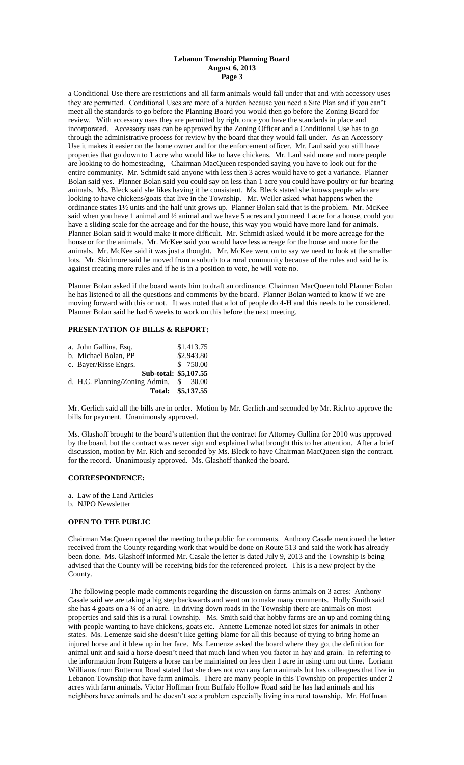a Conditional Use there are restrictions and all farm animals would fall under that and with accessory uses they are permitted. Conditional Uses are more of a burden because you need a Site Plan and if you can't meet all the standards to go before the Planning Board you would then go before the Zoning Board for review. With accessory uses they are permitted by right once you have the standards in place and incorporated. Accessory uses can be approved by the Zoning Officer and a Conditional Use has to go through the administrative process for review by the board that they would fall under. As an Accessory Use it makes it easier on the home owner and for the enforcement officer. Mr. Laul said you still have properties that go down to 1 acre who would like to have chickens. Mr. Laul said more and more people are looking to do homesteading, Chairman MacQueen responded saying you have to look out for the entire community. Mr. Schmidt said anyone with less then 3 acres would have to get a variance. Planner Bolan said yes. Planner Bolan said you could say on less than 1 acre you could have poultry or fur-bearing animals. Ms. Bleck said she likes having it be consistent. Ms. Bleck stated she knows people who are looking to have chickens/goats that live in the Township. Mr. Weiler asked what happens when the ordinance states 1½ units and the half unit grows up. Planner Bolan said that is the problem. Mr. McKee said when you have 1 animal and ½ animal and we have 5 acres and you need 1 acre for a house, could you have a sliding scale for the acreage and for the house, this way you would have more land for animals. Planner Bolan said it would make it more difficult. Mr. Schmidt asked would it be more acreage for the house or for the animals. Mr. McKee said you would have less acreage for the house and more for the animals. Mr. McKee said it was just a thought. Mr. McKee went on to say we need to look at the smaller lots. Mr. Skidmore said he moved from a suburb to a rural community because of the rules and said he is against creating more rules and if he is in a position to vote, he will vote no.

Planner Bolan asked if the board wants him to draft an ordinance. Chairman MacQueen told Planner Bolan he has listened to all the questions and comments by the board. Planner Bolan wanted to know if we are moving forward with this or not. It was noted that a lot of people do 4-H and this needs to be considered. Planner Bolan said he had 6 weeks to work on this before the next meeting.

## PRESENTATION OF BILLS & REPORT:

| | |
|---|---|
| a. John Gallina, Esq. | $1,413.75 |
| b. Michael Bolan, PP | $2,943.80 |
| c. Bayer/Risse Engrs. | $ 750.00 |
| **Sub-total:** | **$5,107.55** |
| d. H.C. Planning/Zoning Admin. | $ 30.00 |
| **Total:** | **$5,137.55** |

Mr. Gerlich said all the bills are in order. Motion by Mr. Gerlich and seconded by Mr. Rich to approve the bills for payment. Unanimously approved.

Ms. Glashoff brought to the board's attention that the contract for Attorney Gallina for 2010 was approved by the board, but the contract was never sign and explained what brought this to her attention. After a brief discussion, motion by Mr. Rich and seconded by Ms. Bleck to have Chairman MacQueen sign the contract. for the record. Unanimously approved. Ms. Glashoff thanked the board.

## CORRESPONDENCE:

a. Law of the Land Articles
b. NJPO Newsletter

## OPEN TO THE PUBLIC

Chairman MacQueen opened the meeting to the public for comments. Anthony Casale mentioned the letter received from the County regarding work that would be done on Route 513 and said the work has already been done. Ms. Glashoff informed Mr. Casale the letter is dated July 9, 2013 and the Township is being advised that the County will be receiving bids for the referenced project. This is a new project by the County.

The following people made comments regarding the discussion on farms animals on 3 acres: Anthony Casale said we are taking a big step backwards and went on to make many comments. Holly Smith said she has 4 goats on a ¼ of an acre. In driving down roads in the Township there are animals on most properties and said this is a rural Township. Ms. Smith said that hobby farms are an up and coming thing with people wanting to have chickens, goats etc. Annette Lemenze noted lot sizes for animals in other states. Ms. Lemenze said she doesn't like getting blame for all this because of trying to bring home an injured horse and it blew up in her face. Ms. Lemenze asked the board where they got the definition for animal unit and said a horse doesn't need that much land when you factor in hay and grain. In referring to the information from Rutgers a horse can be maintained on less then 1 acre in using turn out time. Loriann Williams from Butternut Road stated that she does not own any farm animals but has colleagues that live in Lebanon Township that have farm animals. There are many people in this Township on properties under 2 acres with farm animals. Victor Hoffman from Buffalo Hollow Road said he has had animals and his neighbors have animals and he doesn't see a problem especially living in a rural township. Mr. Hoffman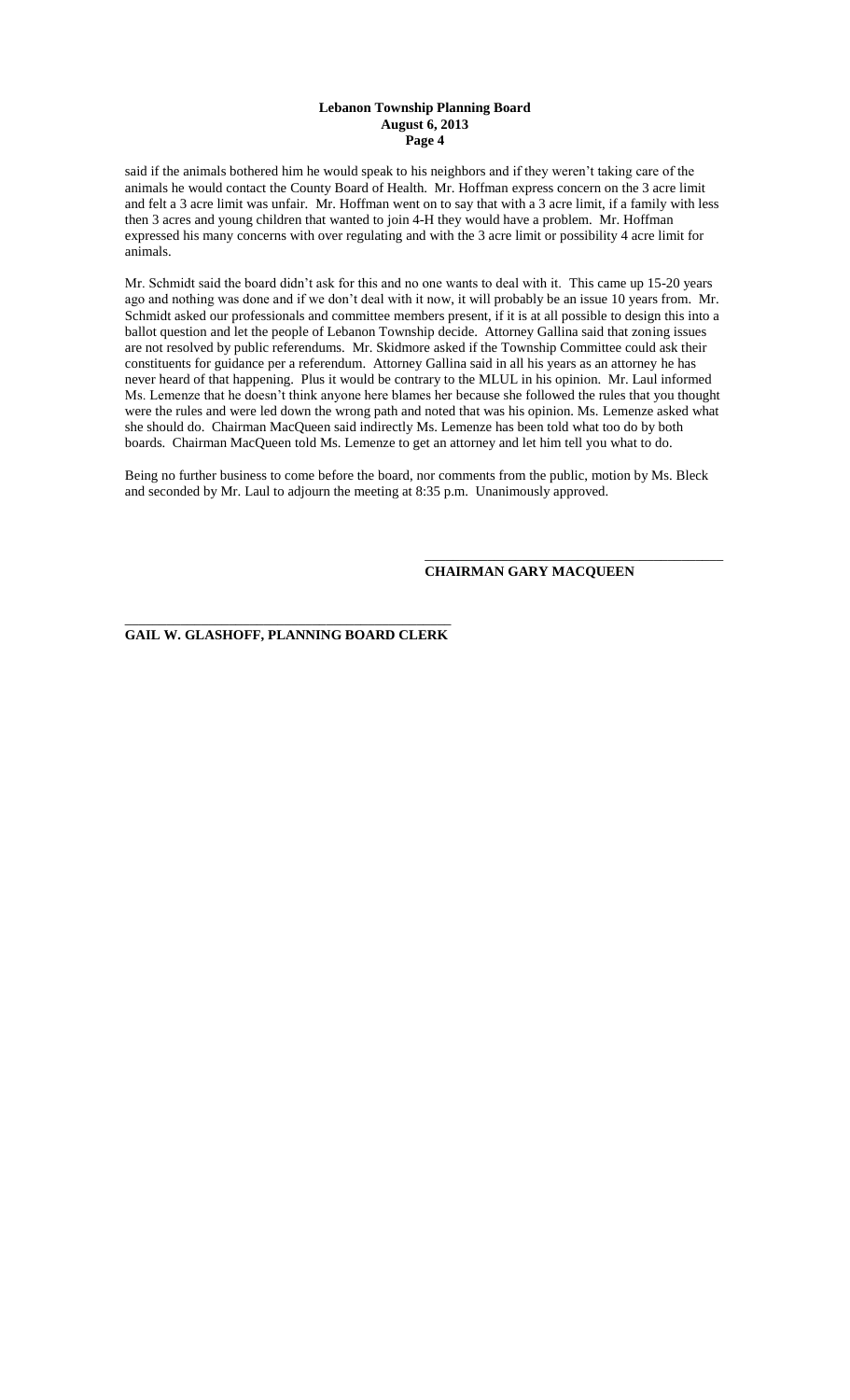said if the animals bothered him he would speak to his neighbors and if they weren't taking care of the animals he would contact the County Board of Health. Mr. Hoffman express concern on the 3 acre limit and felt a 3 acre limit was unfair. Mr. Hoffman went on to say that with a 3 acre limit, if a family with less then 3 acres and young children that wanted to join 4-H they would have a problem. Mr. Hoffman expressed his many concerns with over regulating and with the 3 acre limit or possibility 4 acre limit for animals.

Mr. Schmidt said the board didn't ask for this and no one wants to deal with it. This came up 15-20 years ago and nothing was done and if we don't deal with it now, it will probably be an issue 10 years from. Mr. Schmidt asked our professionals and committee members present, if it is at all possible to design this into a ballot question and let the people of Lebanon Township decide. Attorney Gallina said that zoning issues are not resolved by public referendums. Mr. Skidmore asked if the Township Committee could ask their constituents for guidance per a referendum. Attorney Gallina said in all his years as an attorney he has never heard of that happening. Plus it would be contrary to the MLUL in his opinion. Mr. Laul informed Ms. Lemenze that he doesn't think anyone here blames her because she followed the rules that you thought were the rules and were led down the wrong path and noted that was his opinion. Ms. Lemenze asked what she should do. Chairman MacQueen said indirectly Ms. Lemenze has been told what too do by both boards. Chairman MacQueen told Ms. Lemenze to get an attorney and let him tell you what to do.

Being no further business to come before the board, nor comments from the public, motion by Ms. Bleck and seconded by Mr. Laul to adjourn the meeting at 8:35 p.m. Unanimously approved.

\_\_\_\_\_\_\_\_\_\_\_\_\_\_\_\_\_\_\_\_\_\_\_\_\_\_\_\_\_\_\_\_\_\_\_\_\_\_\_\_\_\_

**CHAIRMAN GARY MACQUEEN**

\_\_\_\_\_\_\_\_\_\_\_\_\_\_\_\_\_\_\_\_\_\_\_\_\_\_\_\_\_\_\_\_\_\_\_\_\_\_\_\_\_\_

**GAIL W. GLASHOFF, PLANNING BOARD CLERK**